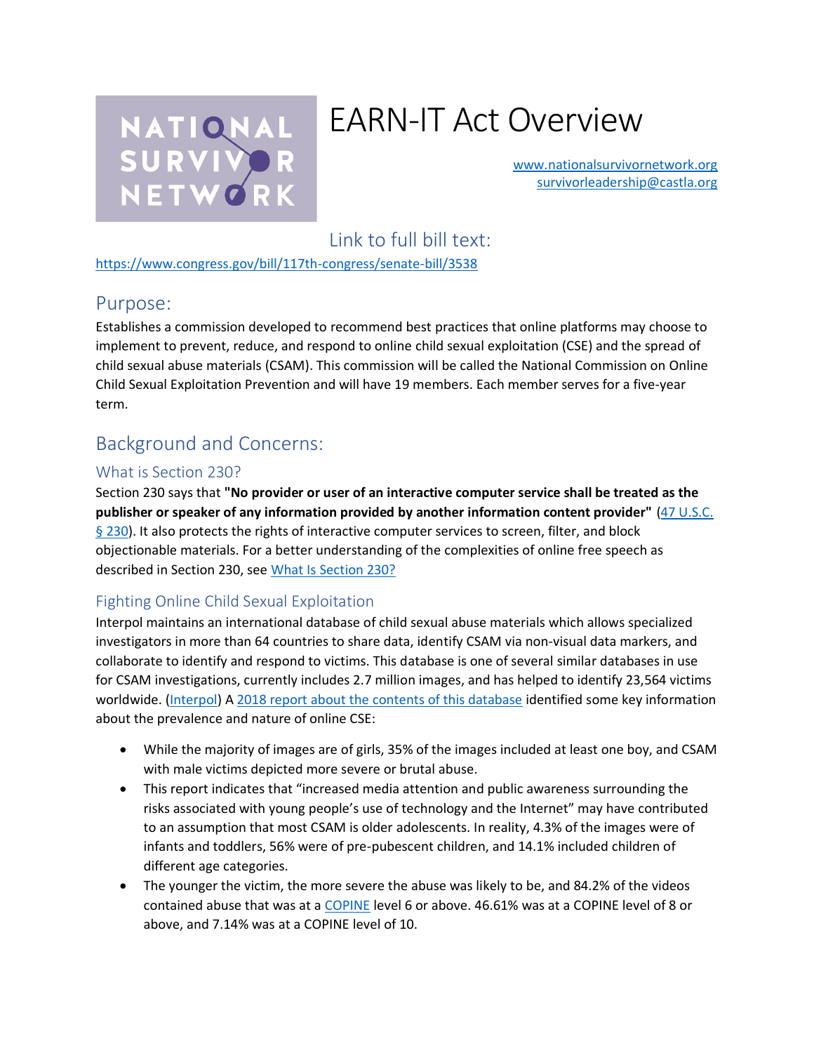NATIONAL SURVIVOR NETWORK

# EARN-IT Act Overview

www.nationalsurvivornetwork.org
survivorleadership@castla.org

## Link to full bill text:

https://www.congress.gov/bill/117th-congress/senate-bill/3538

## Purpose:

Establishes a commission developed to recommend best practices that online platforms may choose to implement to prevent, reduce, and respond to online child sexual exploitation (CSE) and the spread of child sexual abuse materials (CSAM). This commission will be called the National Commission on Online Child Sexual Exploitation Prevention and will have 19 members. Each member serves for a five-year term.

## Background and Concerns:

### What is Section 230?

Section 230 says that **"No provider or user of an interactive computer service shall be treated as the publisher or speaker of any information provided by another information content provider"** (47 U.S.C. § 230). It also protects the rights of interactive computer services to screen, filter, and block objectionable materials. For a better understanding of the complexities of online free speech as described in Section 230, see What Is Section 230?

### Fighting Online Child Sexual Exploitation

Interpol maintains an international database of child sexual abuse materials which allows specialized investigators in more than 64 countries to share data, identify CSAM via non-visual data markers, and collaborate to identify and respond to victims. This database is one of several similar databases in use for CSAM investigations, currently includes 2.7 million images, and has helped to identify 23,564 victims worldwide. (Interpol) A 2018 report about the contents of this database identified some key information about the prevalence and nature of online CSE:

- While the majority of images are of girls, 35% of the images included at least one boy, and CSAM with male victims depicted more severe or brutal abuse.
- This report indicates that "increased media attention and public awareness surrounding the risks associated with young people's use of technology and the Internet" may have contributed to an assumption that most CSAM is older adolescents. In reality, 4.3% of the images were of infants and toddlers, 56% were of pre-pubescent children, and 14.1% included children of different age categories.
- The younger the victim, the more severe the abuse was likely to be, and 84.2% of the videos contained abuse that was at a COPINE level 6 or above. 46.61% was at a COPINE level of 8 or above, and 7.14% was at a COPINE level of 10.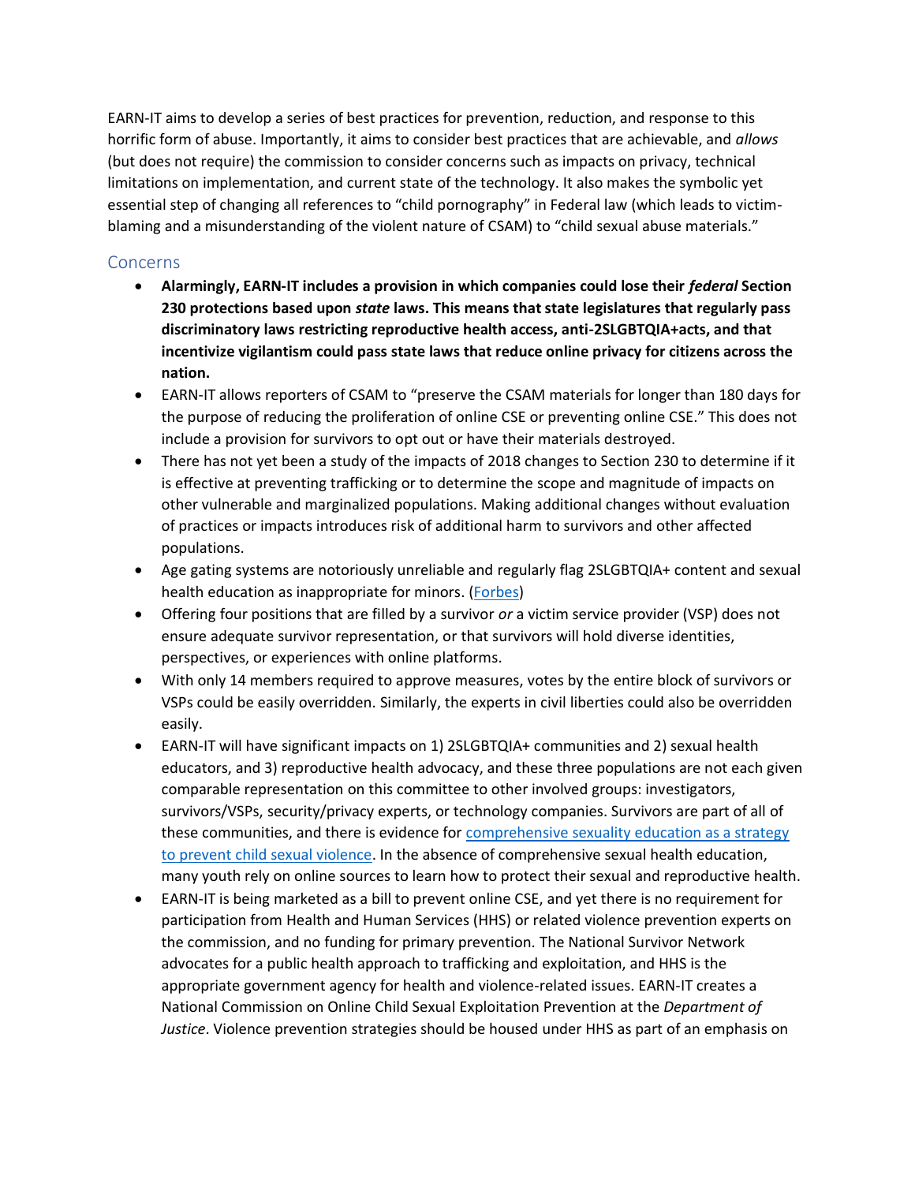EARN-IT aims to develop a series of best practices for prevention, reduction, and response to this horrific form of abuse. Importantly, it aims to consider best practices that are achievable, and *allows* (but does not require) the commission to consider concerns such as impacts on privacy, technical limitations on implementation, and current state of the technology. It also makes the symbolic yet essential step of changing all references to "child pornography" in Federal law (which leads to victim-blaming and a misunderstanding of the violent nature of CSAM) to "child sexual abuse materials."

## Concerns

- **Alarmingly, EARN-IT includes a provision in which companies could lose their *federal* Section 230 protections based upon *state* laws. This means that state legislatures that regularly pass discriminatory laws restricting reproductive health access, anti-2SLGBTQIA+acts, and that incentivize vigilantism could pass state laws that reduce online privacy for citizens across the nation.**
- EARN-IT allows reporters of CSAM to "preserve the CSAM materials for longer than 180 days for the purpose of reducing the proliferation of online CSE or preventing online CSE." This does not include a provision for survivors to opt out or have their materials destroyed.
- There has not yet been a study of the impacts of 2018 changes to Section 230 to determine if it is effective at preventing trafficking or to determine the scope and magnitude of impacts on other vulnerable and marginalized populations. Making additional changes without evaluation of practices or impacts introduces risk of additional harm to survivors and other affected populations.
- Age gating systems are notoriously unreliable and regularly flag 2SLGBTQIA+ content and sexual health education as inappropriate for minors. ([Forbes](Forbes))
- Offering four positions that are filled by a survivor *or* a victim service provider (VSP) does not ensure adequate survivor representation, or that survivors will hold diverse identities, perspectives, or experiences with online platforms.
- With only 14 members required to approve measures, votes by the entire block of survivors or VSPs could be easily overridden. Similarly, the experts in civil liberties could also be overridden easily.
- EARN-IT will have significant impacts on 1) 2SLGBTQIA+ communities and 2) sexual health educators, and 3) reproductive health advocacy, and these three populations are not each given comparable representation on this committee to other involved groups: investigators, survivors/VSPs, security/privacy experts, or technology companies. Survivors are part of all of these communities, and there is evidence for [comprehensive sexuality education as a strategy to prevent child sexual violence](comprehensive sexuality education as a strategy to prevent child sexual violence). In the absence of comprehensive sexual health education, many youth rely on online sources to learn how to protect their sexual and reproductive health.
- EARN-IT is being marketed as a bill to prevent online CSE, and yet there is no requirement for participation from Health and Human Services (HHS) or related violence prevention experts on the commission, and no funding for primary prevention. The National Survivor Network advocates for a public health approach to trafficking and exploitation, and HHS is the appropriate government agency for health and violence-related issues. EARN-IT creates a National Commission on Online Child Sexual Exploitation Prevention at the *Department of Justice*. Violence prevention strategies should be housed under HHS as part of an emphasis on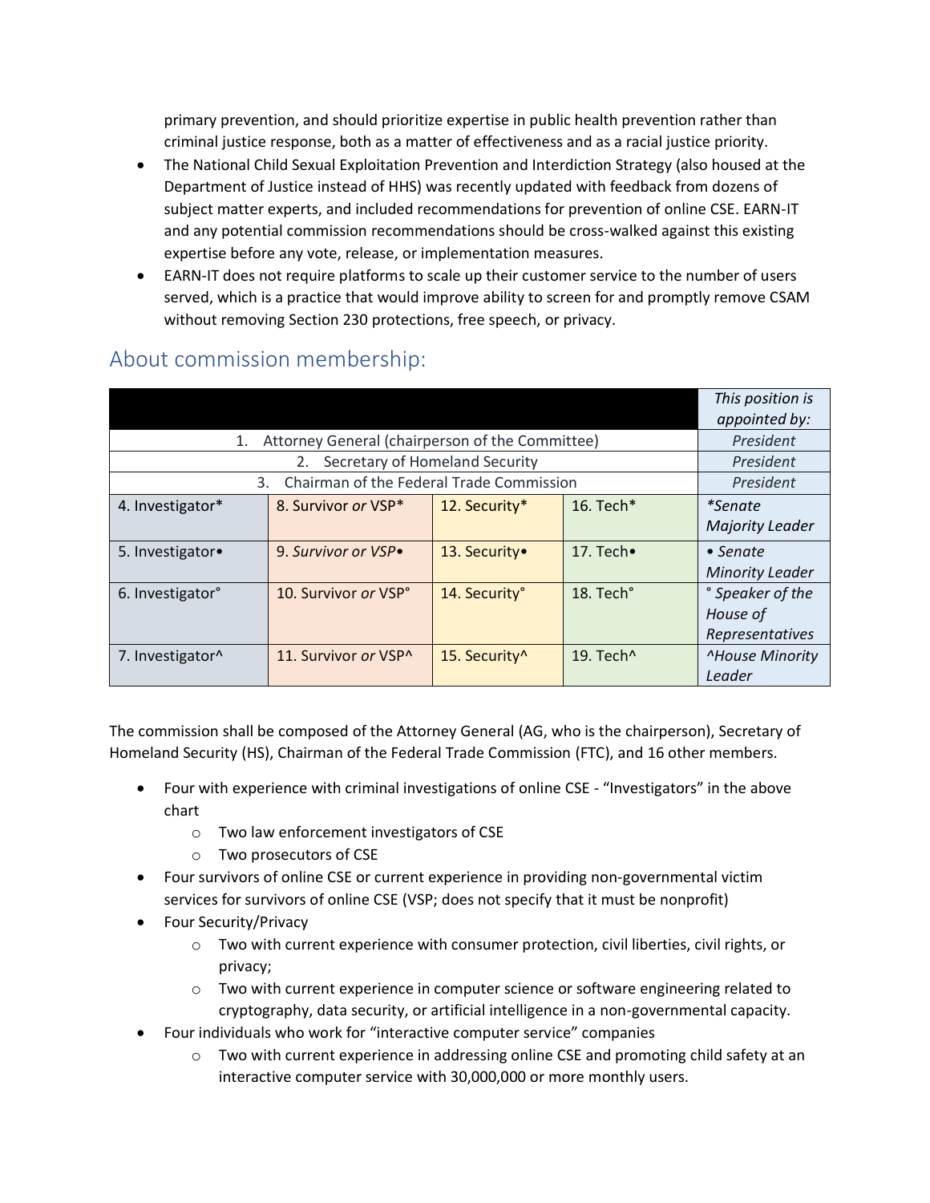primary prevention, and should prioritize expertise in public health prevention rather than criminal justice response, both as a matter of effectiveness and as a racial justice priority.

- The National Child Sexual Exploitation Prevention and Interdiction Strategy (also housed at the Department of Justice instead of HHS) was recently updated with feedback from dozens of subject matter experts, and included recommendations for prevention of online CSE. EARN-IT and any potential commission recommendations should be cross-walked against this existing expertise before any vote, release, or implementation measures.
- EARN-IT does not require platforms to scale up their customer service to the number of users served, which is a practice that would improve ability to screen for and promptly remove CSAM without removing Section 230 protections, free speech, or privacy.

## About commission membership:

| | | | | *This position is appointed by:* |
|---|---|---|---|---|
| 1. Attorney General (chairperson of the Committee) | | | | *President* |
| 2. Secretary of Homeland Security | | | | *President* |
| 3. Chairman of the Federal Trade Commission | | | | *President* |
| 4. Investigator* | 8. Survivor *or* VSP* | 12. Security* | 16. Tech* | **Senate Majority Leader* |
| 5. Investigator• | 9. *Survivor or VSP•* | 13. Security• | 17. Tech• | *• Senate Minority Leader* |
| 6. Investigator° | 10. Survivor *or* VSP° | 14. Security° | 18. Tech° | *° Speaker of the House of Representatives* |
| 7. Investigator^ | 11. Survivor *or* VSP^ | 15. Security^ | 19. Tech^ | *^House Minority Leader* |

The commission shall be composed of the Attorney General (AG, who is the chairperson), Secretary of Homeland Security (HS), Chairman of the Federal Trade Commission (FTC), and 16 other members.

- Four with experience with criminal investigations of online CSE - "Investigators" in the above chart
  - Two law enforcement investigators of CSE
  - Two prosecutors of CSE
- Four survivors of online CSE or current experience in providing non-governmental victim services for survivors of online CSE (VSP; does not specify that it must be nonprofit)
- Four Security/Privacy
  - Two with current experience with consumer protection, civil liberties, civil rights, or privacy;
  - Two with current experience in computer science or software engineering related to cryptography, data security, or artificial intelligence in a non-governmental capacity.
- Four individuals who work for "interactive computer service" companies
  - Two with current experience in addressing online CSE and promoting child safety at an interactive computer service with 30,000,000 or more monthly users.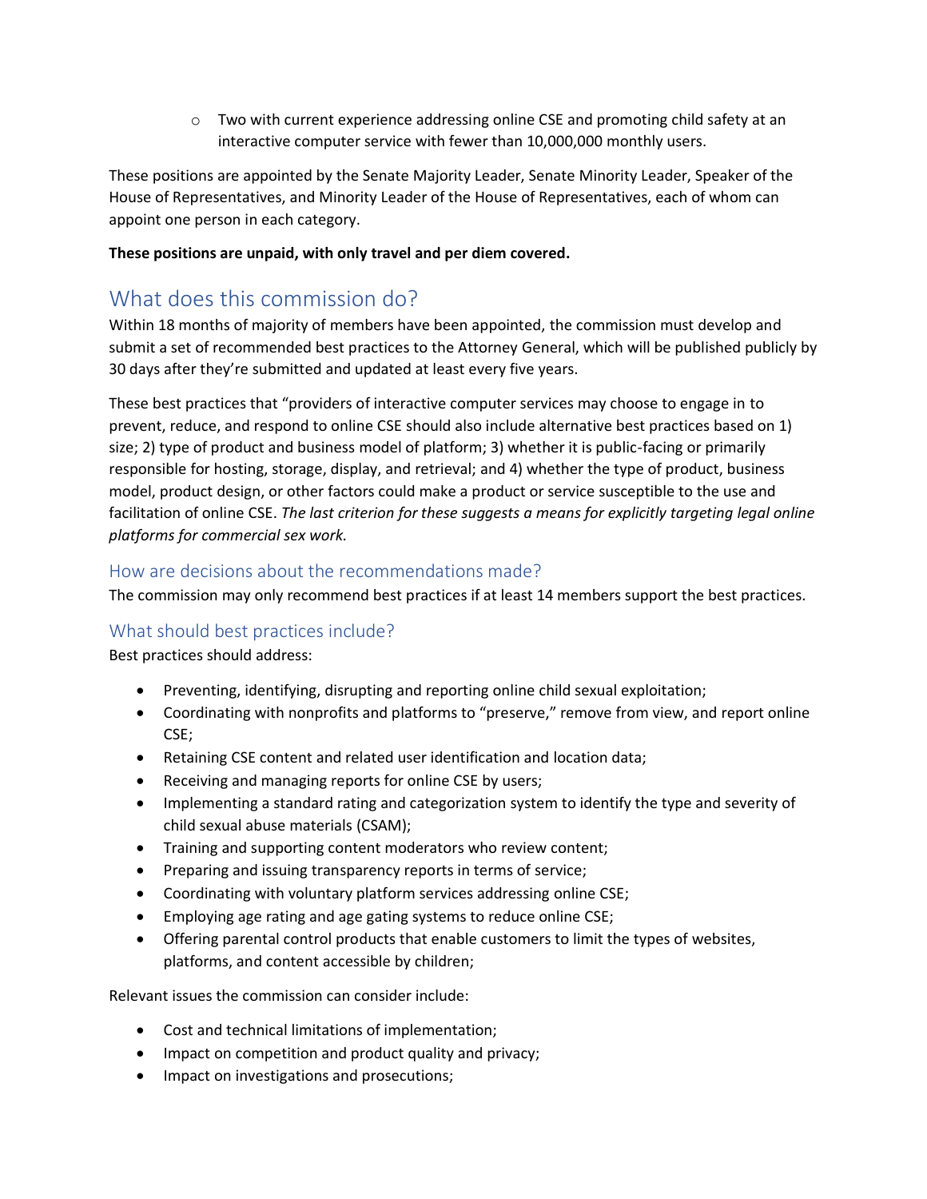- Two with current experience addressing online CSE and promoting child safety at an interactive computer service with fewer than 10,000,000 monthly users.

These positions are appointed by the Senate Majority Leader, Senate Minority Leader, Speaker of the House of Representatives, and Minority Leader of the House of Representatives, each of whom can appoint one person in each category.

**These positions are unpaid, with only travel and per diem covered.**

## What does this commission do?

Within 18 months of majority of members have been appointed, the commission must develop and submit a set of recommended best practices to the Attorney General, which will be published publicly by 30 days after they're submitted and updated at least every five years.

These best practices that "providers of interactive computer services may choose to engage in to prevent, reduce, and respond to online CSE should also include alternative best practices based on 1) size; 2) type of product and business model of platform; 3) whether it is public-facing or primarily responsible for hosting, storage, display, and retrieval; and 4) whether the type of product, business model, product design, or other factors could make a product or service susceptible to the use and facilitation of online CSE. *The last criterion for these suggests a means for explicitly targeting legal online platforms for commercial sex work.*

### How are decisions about the recommendations made?

The commission may only recommend best practices if at least 14 members support the best practices.

### What should best practices include?

Best practices should address:

- Preventing, identifying, disrupting and reporting online child sexual exploitation;
- Coordinating with nonprofits and platforms to "preserve," remove from view, and report online CSE;
- Retaining CSE content and related user identification and location data;
- Receiving and managing reports for online CSE by users;
- Implementing a standard rating and categorization system to identify the type and severity of child sexual abuse materials (CSAM);
- Training and supporting content moderators who review content;
- Preparing and issuing transparency reports in terms of service;
- Coordinating with voluntary platform services addressing online CSE;
- Employing age rating and age gating systems to reduce online CSE;
- Offering parental control products that enable customers to limit the types of websites, platforms, and content accessible by children;

Relevant issues the commission can consider include:

- Cost and technical limitations of implementation;
- Impact on competition and product quality and privacy;
- Impact on investigations and prosecutions;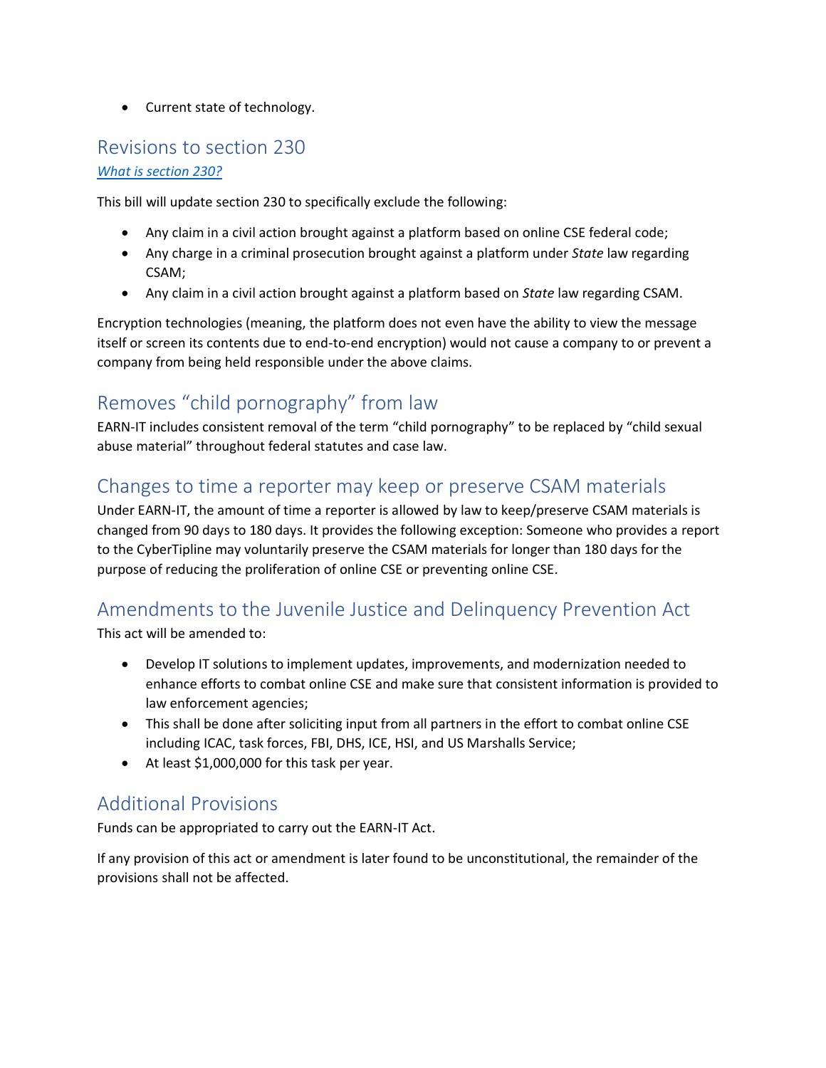- Current state of technology.

## Revisions to section 230

*What is section 230?*

This bill will update section 230 to specifically exclude the following:

- Any claim in a civil action brought against a platform based on online CSE federal code;
- Any charge in a criminal prosecution brought against a platform under *State* law regarding CSAM;
- Any claim in a civil action brought against a platform based on *State* law regarding CSAM.

Encryption technologies (meaning, the platform does not even have the ability to view the message itself or screen its contents due to end-to-end encryption) would not cause a company to or prevent a company from being held responsible under the above claims.

## Removes "child pornography" from law

EARN-IT includes consistent removal of the term "child pornography" to be replaced by "child sexual abuse material" throughout federal statutes and case law.

## Changes to time a reporter may keep or preserve CSAM materials

Under EARN-IT, the amount of time a reporter is allowed by law to keep/preserve CSAM materials is changed from 90 days to 180 days. It provides the following exception: Someone who provides a report to the CyberTipline may voluntarily preserve the CSAM materials for longer than 180 days for the purpose of reducing the proliferation of online CSE or preventing online CSE.

## Amendments to the Juvenile Justice and Delinquency Prevention Act

This act will be amended to:

- Develop IT solutions to implement updates, improvements, and modernization needed to enhance efforts to combat online CSE and make sure that consistent information is provided to law enforcement agencies;
- This shall be done after soliciting input from all partners in the effort to combat online CSE including ICAC, task forces, FBI, DHS, ICE, HSI, and US Marshalls Service;
- At least $1,000,000 for this task per year.

## Additional Provisions

Funds can be appropriated to carry out the EARN-IT Act.

If any provision of this act or amendment is later found to be unconstitutional, the remainder of the provisions shall not be affected.